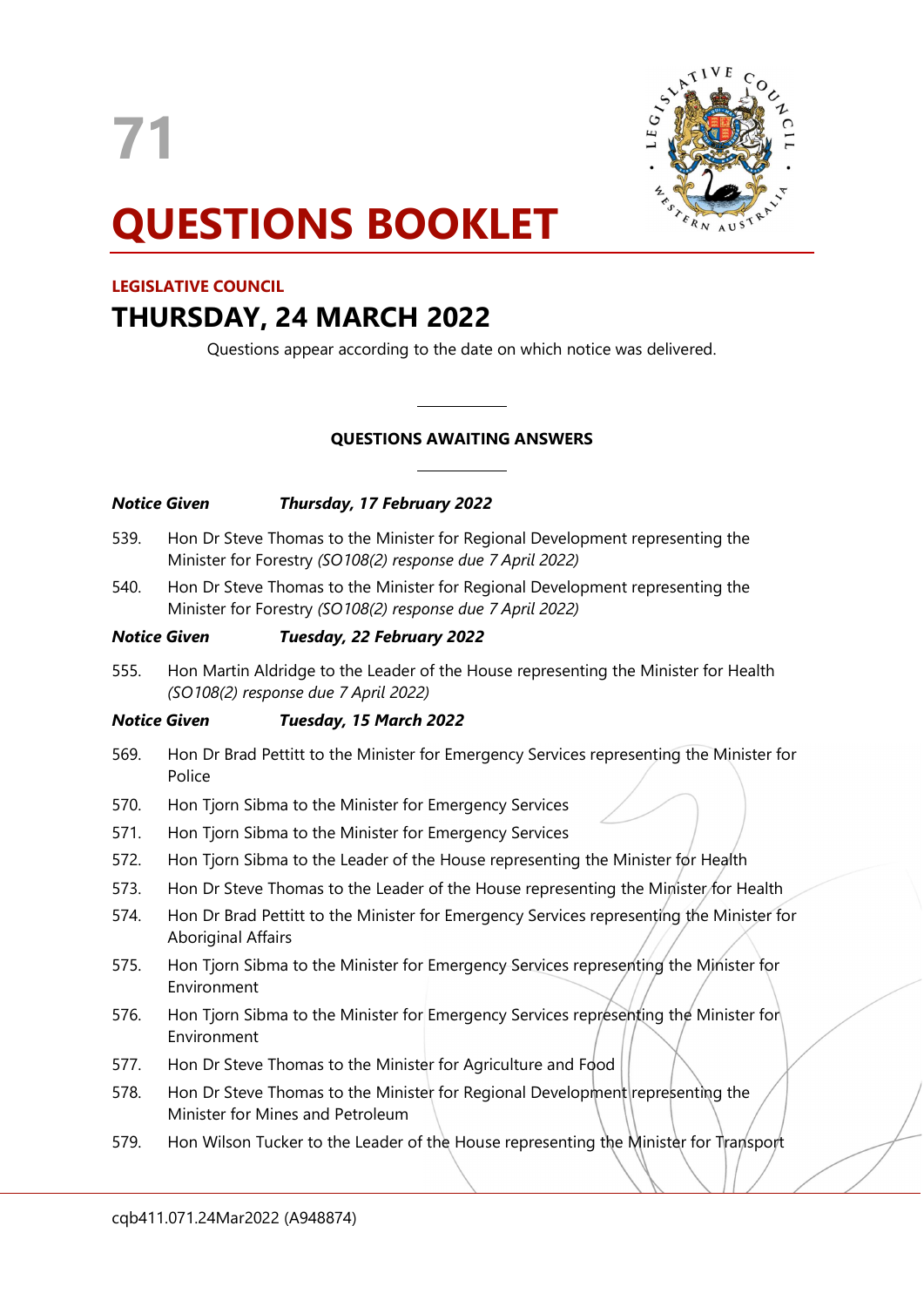71

# QUESTIONS BOOKLET

**LEGISLATIVE COUNCIL**

## THURSDAY, 24 MARCH 2022

Questions appear according to the date on which notice was delivered.

---

**QUESTIONS AWAITING ANSWERS**

---

***Notice Given Thursday, 17 February 2022***

539. Hon Dr Steve Thomas to the Minister for Regional Development representing the Minister for Forestry *(SO108(2) response due 7 April 2022)*

540. Hon Dr Steve Thomas to the Minister for Regional Development representing the Minister for Forestry *(SO108(2) response due 7 April 2022)*

***Notice Given Tuesday, 22 February 2022***

555. Hon Martin Aldridge to the Leader of the House representing the Minister for Health *(SO108(2) response due 7 April 2022)*

***Notice Given Tuesday, 15 March 2022***

569. Hon Dr Brad Pettitt to the Minister for Emergency Services representing the Minister for Police

570. Hon Tjorn Sibma to the Minister for Emergency Services

571. Hon Tjorn Sibma to the Minister for Emergency Services

572. Hon Tjorn Sibma to the Leader of the House representing the Minister for Health

573. Hon Dr Steve Thomas to the Leader of the House representing the Minister for Health

574. Hon Dr Brad Pettitt to the Minister for Emergency Services representing the Minister for Aboriginal Affairs

575. Hon Tjorn Sibma to the Minister for Emergency Services representing the Minister for Environment

576. Hon Tjorn Sibma to the Minister for Emergency Services representing the Minister for Environment

577. Hon Dr Steve Thomas to the Minister for Agriculture and Food

578. Hon Dr Steve Thomas to the Minister for Regional Development representing the Minister for Mines and Petroleum

579. Hon Wilson Tucker to the Leader of the House representing the Minister for Transport

cqb411.071.24Mar2022 (A948874)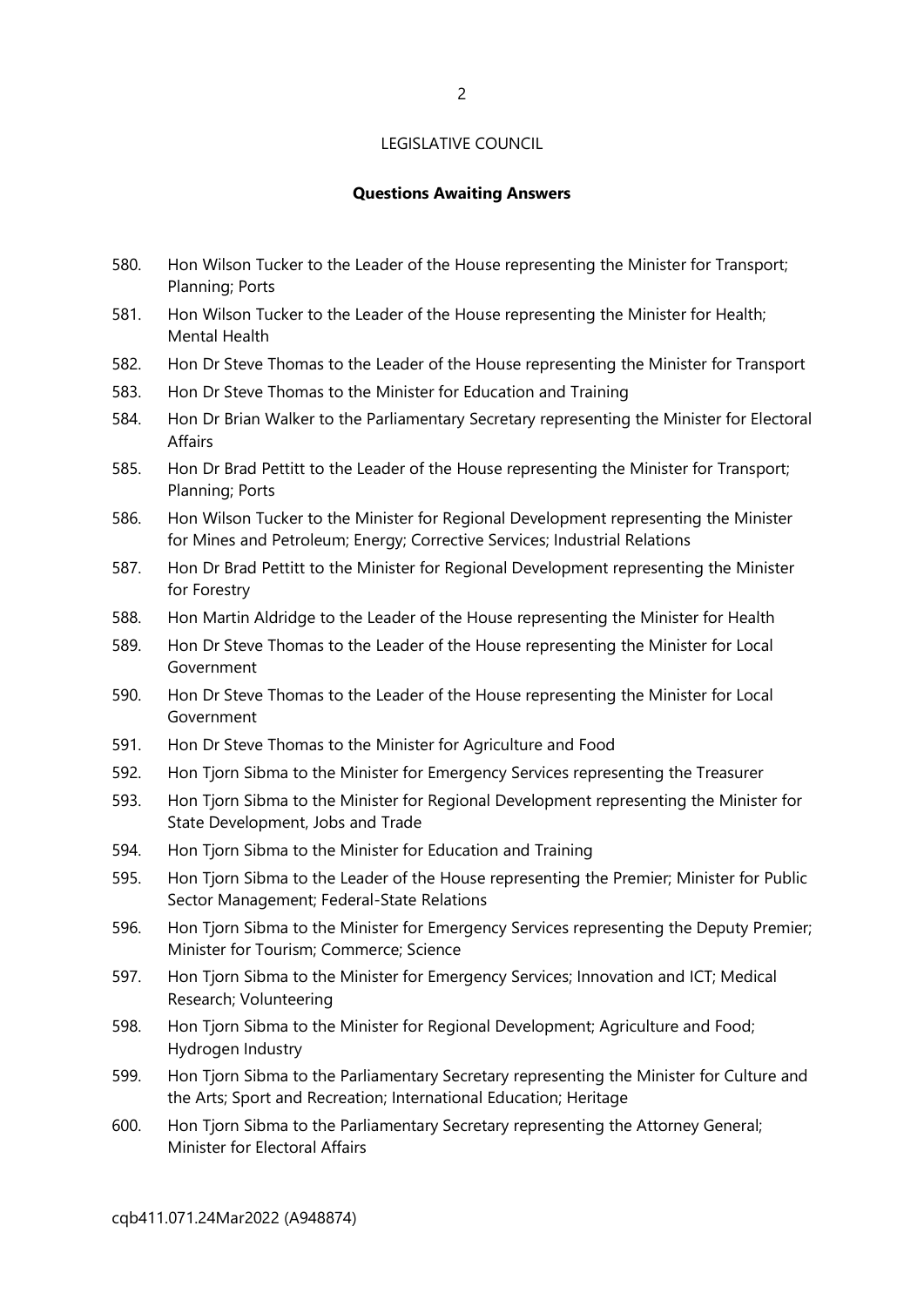LEGISLATIVE COUNCIL

**Questions Awaiting Answers**

580. Hon Wilson Tucker to the Leader of the House representing the Minister for Transport; Planning; Ports
581. Hon Wilson Tucker to the Leader of the House representing the Minister for Health; Mental Health
582. Hon Dr Steve Thomas to the Leader of the House representing the Minister for Transport
583. Hon Dr Steve Thomas to the Minister for Education and Training
584. Hon Dr Brian Walker to the Parliamentary Secretary representing the Minister for Electoral Affairs
585. Hon Dr Brad Pettitt to the Leader of the House representing the Minister for Transport; Planning; Ports
586. Hon Wilson Tucker to the Minister for Regional Development representing the Minister for Mines and Petroleum; Energy; Corrective Services; Industrial Relations
587. Hon Dr Brad Pettitt to the Minister for Regional Development representing the Minister for Forestry
588. Hon Martin Aldridge to the Leader of the House representing the Minister for Health
589. Hon Dr Steve Thomas to the Leader of the House representing the Minister for Local Government
590. Hon Dr Steve Thomas to the Leader of the House representing the Minister for Local Government
591. Hon Dr Steve Thomas to the Minister for Agriculture and Food
592. Hon Tjorn Sibma to the Minister for Emergency Services representing the Treasurer
593. Hon Tjorn Sibma to the Minister for Regional Development representing the Minister for State Development, Jobs and Trade
594. Hon Tjorn Sibma to the Minister for Education and Training
595. Hon Tjorn Sibma to the Leader of the House representing the Premier; Minister for Public Sector Management; Federal-State Relations
596. Hon Tjorn Sibma to the Minister for Emergency Services representing the Deputy Premier; Minister for Tourism; Commerce; Science
597. Hon Tjorn Sibma to the Minister for Emergency Services; Innovation and ICT; Medical Research; Volunteering
598. Hon Tjorn Sibma to the Minister for Regional Development; Agriculture and Food; Hydrogen Industry
599. Hon Tjorn Sibma to the Parliamentary Secretary representing the Minister for Culture and the Arts; Sport and Recreation; International Education; Heritage
600. Hon Tjorn Sibma to the Parliamentary Secretary representing the Attorney General; Minister for Electoral Affairs

cqb411.071.24Mar2022 (A948874)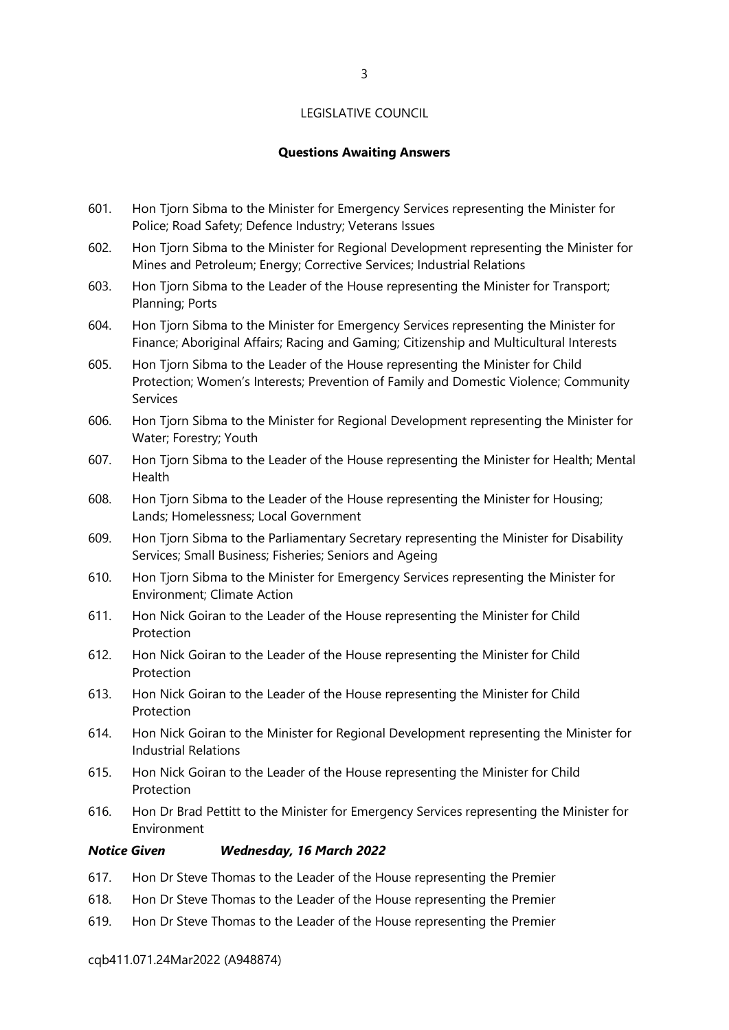LEGISLATIVE COUNCIL

**Questions Awaiting Answers**

601. Hon Tjorn Sibma to the Minister for Emergency Services representing the Minister for Police; Road Safety; Defence Industry; Veterans Issues
602. Hon Tjorn Sibma to the Minister for Regional Development representing the Minister for Mines and Petroleum; Energy; Corrective Services; Industrial Relations
603. Hon Tjorn Sibma to the Leader of the House representing the Minister for Transport; Planning; Ports
604. Hon Tjorn Sibma to the Minister for Emergency Services representing the Minister for Finance; Aboriginal Affairs; Racing and Gaming; Citizenship and Multicultural Interests
605. Hon Tjorn Sibma to the Leader of the House representing the Minister for Child Protection; Women's Interests; Prevention of Family and Domestic Violence; Community Services
606. Hon Tjorn Sibma to the Minister for Regional Development representing the Minister for Water; Forestry; Youth
607. Hon Tjorn Sibma to the Leader of the House representing the Minister for Health; Mental Health
608. Hon Tjorn Sibma to the Leader of the House representing the Minister for Housing; Lands; Homelessness; Local Government
609. Hon Tjorn Sibma to the Parliamentary Secretary representing the Minister for Disability Services; Small Business; Fisheries; Seniors and Ageing
610. Hon Tjorn Sibma to the Minister for Emergency Services representing the Minister for Environment; Climate Action
611. Hon Nick Goiran to the Leader of the House representing the Minister for Child Protection
612. Hon Nick Goiran to the Leader of the House representing the Minister for Child Protection
613. Hon Nick Goiran to the Leader of the House representing the Minister for Child Protection
614. Hon Nick Goiran to the Minister for Regional Development representing the Minister for Industrial Relations
615. Hon Nick Goiran to the Leader of the House representing the Minister for Child Protection
616. Hon Dr Brad Pettitt to the Minister for Emergency Services representing the Minister for Environment

***Notice Given Wednesday, 16 March 2022***

617. Hon Dr Steve Thomas to the Leader of the House representing the Premier
618. Hon Dr Steve Thomas to the Leader of the House representing the Premier
619. Hon Dr Steve Thomas to the Leader of the House representing the Premier

cqb411.071.24Mar2022 (A948874)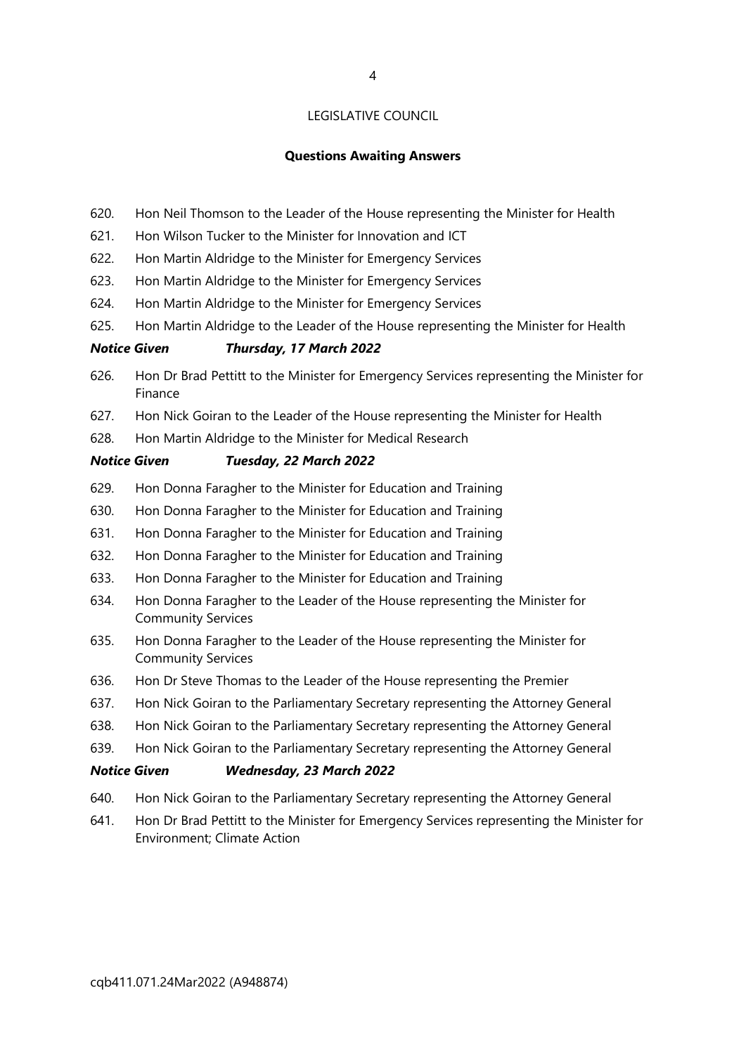LEGISLATIVE COUNCIL

**Questions Awaiting Answers**

620. Hon Neil Thomson to the Leader of the House representing the Minister for Health

621. Hon Wilson Tucker to the Minister for Innovation and ICT

622. Hon Martin Aldridge to the Minister for Emergency Services

623. Hon Martin Aldridge to the Minister for Emergency Services

624. Hon Martin Aldridge to the Minister for Emergency Services

625. Hon Martin Aldridge to the Leader of the House representing the Minister for Health

***Notice Given Thursday, 17 March 2022***

626. Hon Dr Brad Pettitt to the Minister for Emergency Services representing the Minister for Finance

627. Hon Nick Goiran to the Leader of the House representing the Minister for Health

628. Hon Martin Aldridge to the Minister for Medical Research

***Notice Given Tuesday, 22 March 2022***

629. Hon Donna Faragher to the Minister for Education and Training

630. Hon Donna Faragher to the Minister for Education and Training

631. Hon Donna Faragher to the Minister for Education and Training

632. Hon Donna Faragher to the Minister for Education and Training

633. Hon Donna Faragher to the Minister for Education and Training

634. Hon Donna Faragher to the Leader of the House representing the Minister for Community Services

635. Hon Donna Faragher to the Leader of the House representing the Minister for Community Services

636. Hon Dr Steve Thomas to the Leader of the House representing the Premier

637. Hon Nick Goiran to the Parliamentary Secretary representing the Attorney General

638. Hon Nick Goiran to the Parliamentary Secretary representing the Attorney General

639. Hon Nick Goiran to the Parliamentary Secretary representing the Attorney General

***Notice Given Wednesday, 23 March 2022***

640. Hon Nick Goiran to the Parliamentary Secretary representing the Attorney General

641. Hon Dr Brad Pettitt to the Minister for Emergency Services representing the Minister for Environment; Climate Action

cqb411.071.24Mar2022 (A948874)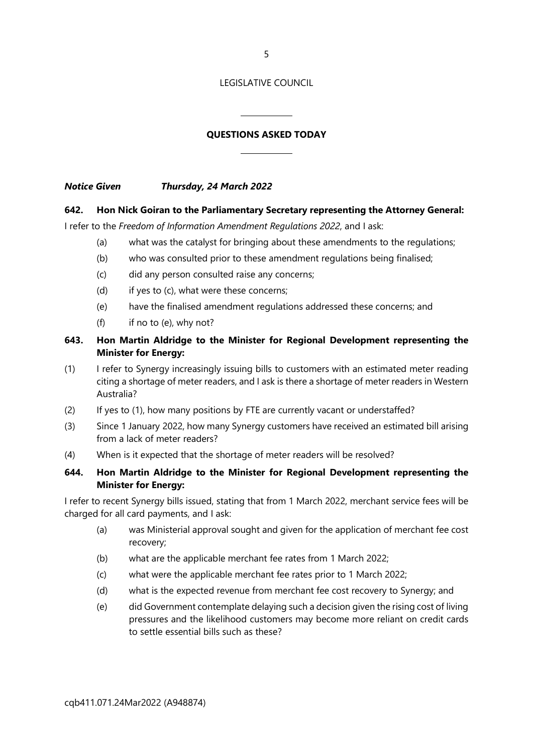LEGISLATIVE COUNCIL

## QUESTIONS ASKED TODAY

***Notice Given Thursday, 24 March 2022***

**642. Hon Nick Goiran to the Parliamentary Secretary representing the Attorney General:**

I refer to the *Freedom of Information Amendment Regulations 2022*, and I ask:

- (a) what was the catalyst for bringing about these amendments to the regulations;
- (b) who was consulted prior to these amendment regulations being finalised;
- (c) did any person consulted raise any concerns;
- (d) if yes to (c), what were these concerns;
- (e) have the finalised amendment regulations addressed these concerns; and
- (f) if no to (e), why not?

**643. Hon Martin Aldridge to the Minister for Regional Development representing the Minister for Energy:**

(1) I refer to Synergy increasingly issuing bills to customers with an estimated meter reading citing a shortage of meter readers, and I ask is there a shortage of meter readers in Western Australia?

(2) If yes to (1), how many positions by FTE are currently vacant or understaffed?

(3) Since 1 January 2022, how many Synergy customers have received an estimated bill arising from a lack of meter readers?

(4) When is it expected that the shortage of meter readers will be resolved?

**644. Hon Martin Aldridge to the Minister for Regional Development representing the Minister for Energy:**

I refer to recent Synergy bills issued, stating that from 1 March 2022, merchant service fees will be charged for all card payments, and I ask:

- (a) was Ministerial approval sought and given for the application of merchant fee cost recovery;
- (b) what are the applicable merchant fee rates from 1 March 2022;
- (c) what were the applicable merchant fee rates prior to 1 March 2022;
- (d) what is the expected revenue from merchant fee cost recovery to Synergy; and
- (e) did Government contemplate delaying such a decision given the rising cost of living pressures and the likelihood customers may become more reliant on credit cards to settle essential bills such as these?

cqb411.071.24Mar2022 (A948874)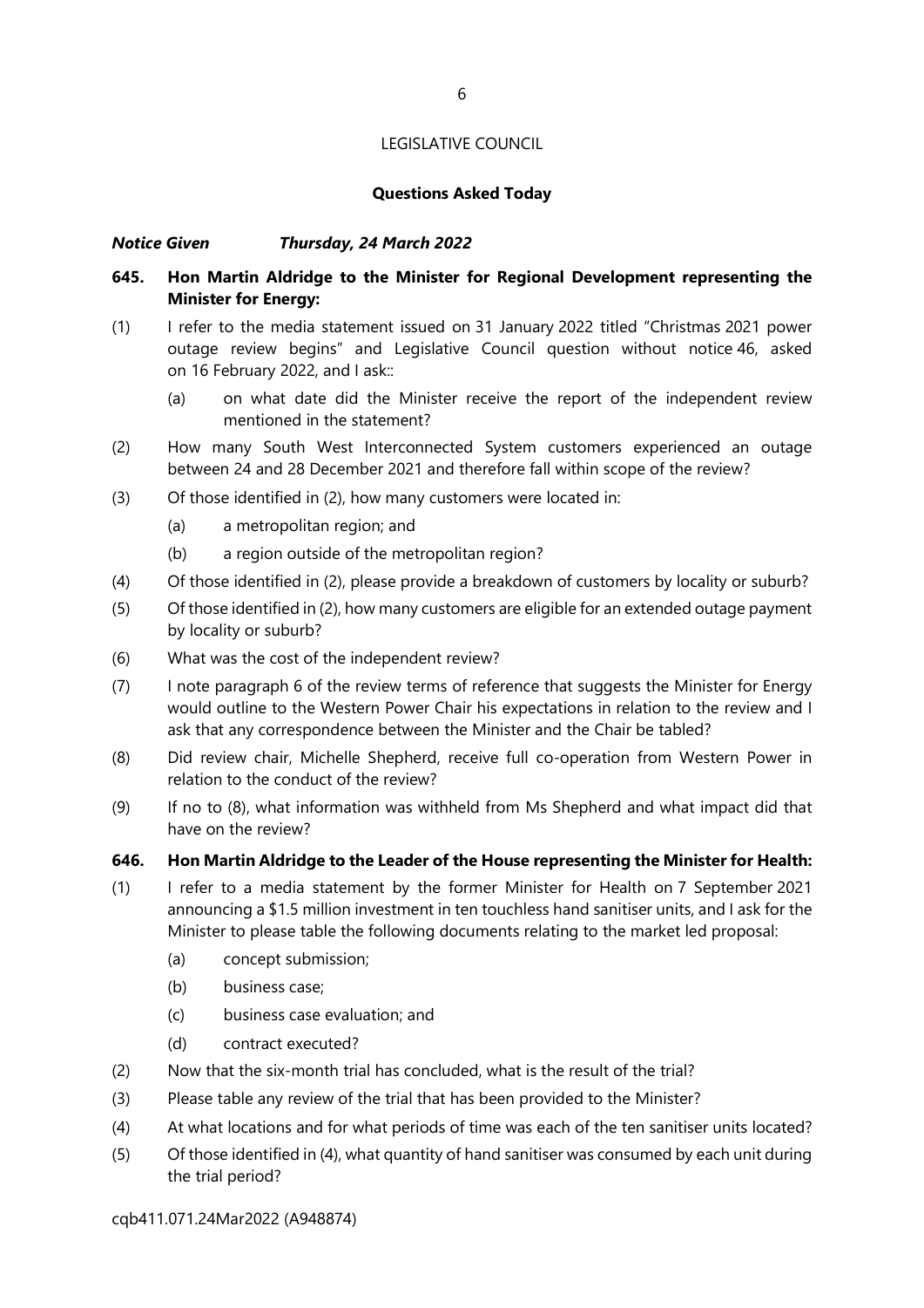LEGISLATIVE COUNCIL

**Questions Asked Today**

***Notice Given Thursday, 24 March 2022***

**645. Hon Martin Aldridge to the Minister for Regional Development representing the Minister for Energy:**

(1) I refer to the media statement issued on 31 January 2022 titled "Christmas 2021 power outage review begins" and Legislative Council question without notice 46, asked on 16 February 2022, and I ask::

  (a) on what date did the Minister receive the report of the independent review mentioned in the statement?

(2) How many South West Interconnected System customers experienced an outage between 24 and 28 December 2021 and therefore fall within scope of the review?

(3) Of those identified in (2), how many customers were located in:

  (a) a metropolitan region; and

  (b) a region outside of the metropolitan region?

(4) Of those identified in (2), please provide a breakdown of customers by locality or suburb?

(5) Of those identified in (2), how many customers are eligible for an extended outage payment by locality or suburb?

(6) What was the cost of the independent review?

(7) I note paragraph 6 of the review terms of reference that suggests the Minister for Energy would outline to the Western Power Chair his expectations in relation to the review and I ask that any correspondence between the Minister and the Chair be tabled?

(8) Did review chair, Michelle Shepherd, receive full co-operation from Western Power in relation to the conduct of the review?

(9) If no to (8), what information was withheld from Ms Shepherd and what impact did that have on the review?

**646. Hon Martin Aldridge to the Leader of the House representing the Minister for Health:**

(1) I refer to a media statement by the former Minister for Health on 7 September 2021 announcing a $1.5 million investment in ten touchless hand sanitiser units, and I ask for the Minister to please table the following documents relating to the market led proposal:

  (a) concept submission;

  (b) business case;

  (c) business case evaluation; and

  (d) contract executed?

(2) Now that the six-month trial has concluded, what is the result of the trial?

(3) Please table any review of the trial that has been provided to the Minister?

(4) At what locations and for what periods of time was each of the ten sanitiser units located?

(5) Of those identified in (4), what quantity of hand sanitiser was consumed by each unit during the trial period?

cqb411.071.24Mar2022 (A948874)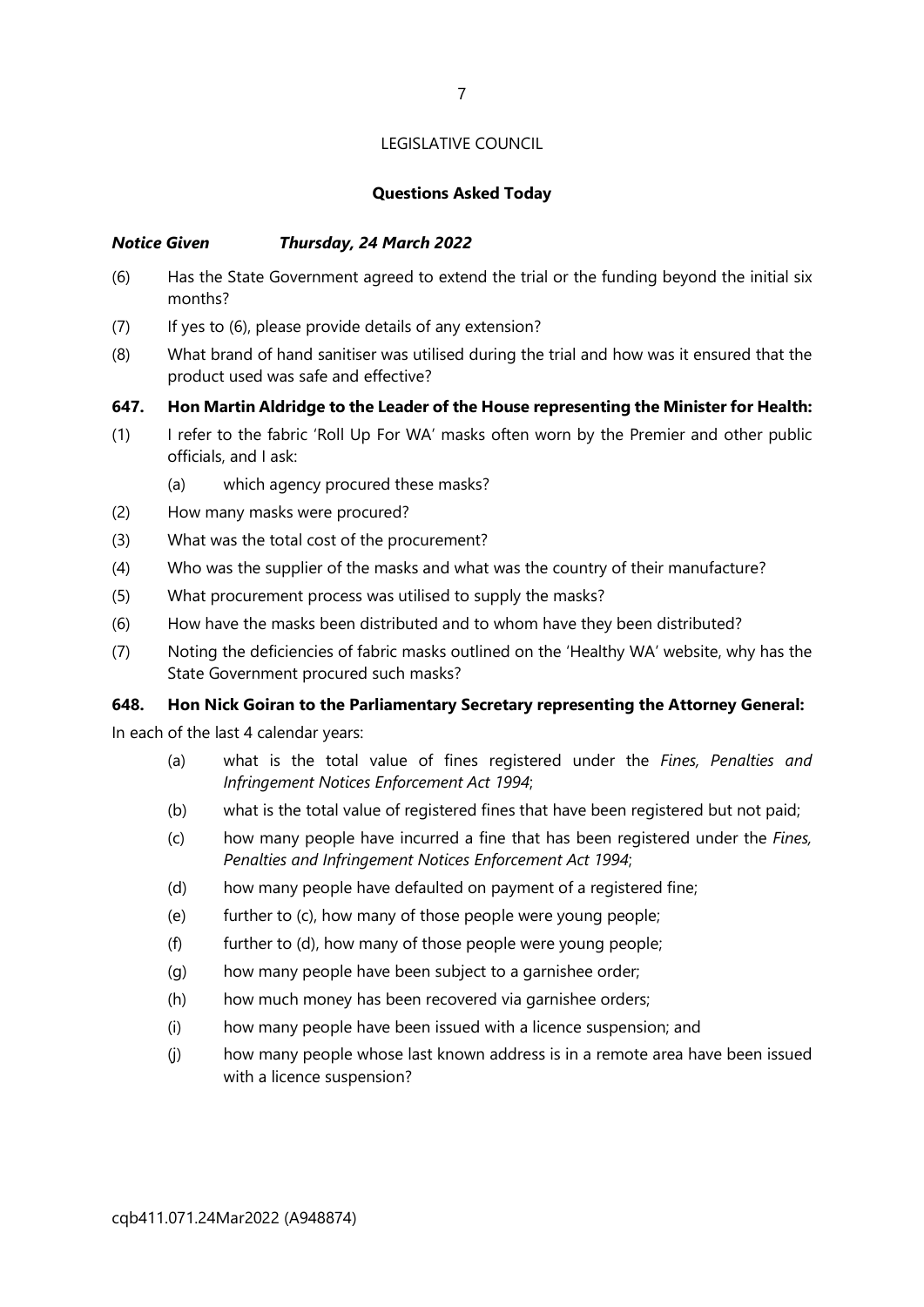LEGISLATIVE COUNCIL

**Questions Asked Today**

***Notice Given Thursday, 24 March 2022***

(6) Has the State Government agreed to extend the trial or the funding beyond the initial six months?

(7) If yes to (6), please provide details of any extension?

(8) What brand of hand sanitiser was utilised during the trial and how was it ensured that the product used was safe and effective?

**647. Hon Martin Aldridge to the Leader of the House representing the Minister for Health:**

(1) I refer to the fabric 'Roll Up For WA' masks often worn by the Premier and other public officials, and I ask:

(a) which agency procured these masks?

(2) How many masks were procured?

(3) What was the total cost of the procurement?

(4) Who was the supplier of the masks and what was the country of their manufacture?

(5) What procurement process was utilised to supply the masks?

(6) How have the masks been distributed and to whom have they been distributed?

(7) Noting the deficiencies of fabric masks outlined on the 'Healthy WA' website, why has the State Government procured such masks?

**648. Hon Nick Goiran to the Parliamentary Secretary representing the Attorney General:**

In each of the last 4 calendar years:

(a) what is the total value of fines registered under the *Fines, Penalties and Infringement Notices Enforcement Act 1994*;

(b) what is the total value of registered fines that have been registered but not paid;

(c) how many people have incurred a fine that has been registered under the *Fines, Penalties and Infringement Notices Enforcement Act 1994*;

(d) how many people have defaulted on payment of a registered fine;

(e) further to (c), how many of those people were young people;

(f) further to (d), how many of those people were young people;

(g) how many people have been subject to a garnishee order;

(h) how much money has been recovered via garnishee orders;

(i) how many people have been issued with a licence suspension; and

(j) how many people whose last known address is in a remote area have been issued with a licence suspension?

cqb411.071.24Mar2022 (A948874)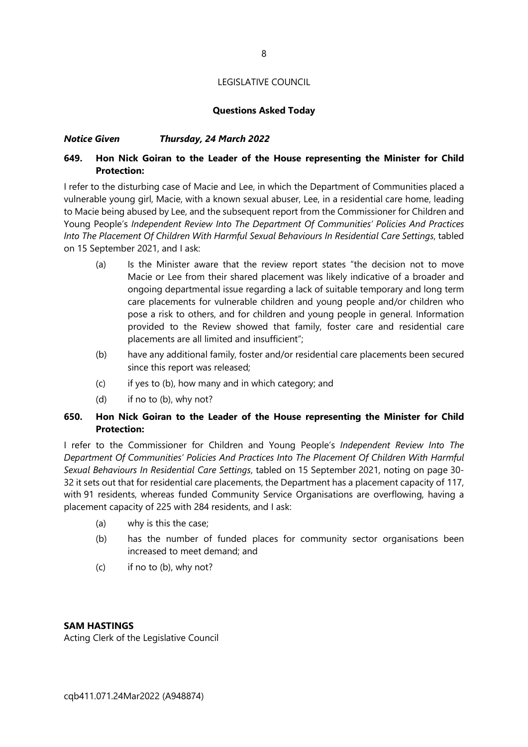LEGISLATIVE COUNCIL

**Questions Asked Today**

***Notice Given Thursday, 24 March 2022***

**649. Hon Nick Goiran to the Leader of the House representing the Minister for Child Protection:**

I refer to the disturbing case of Macie and Lee, in which the Department of Communities placed a vulnerable young girl, Macie, with a known sexual abuser, Lee, in a residential care home, leading to Macie being abused by Lee, and the subsequent report from the Commissioner for Children and Young People's *Independent Review Into The Department Of Communities' Policies And Practices Into The Placement Of Children With Harmful Sexual Behaviours In Residential Care Settings*, tabled on 15 September 2021, and I ask:

(a) Is the Minister aware that the review report states "the decision not to move Macie or Lee from their shared placement was likely indicative of a broader and ongoing departmental issue regarding a lack of suitable temporary and long term care placements for vulnerable children and young people and/or children who pose a risk to others, and for children and young people in general. Information provided to the Review showed that family, foster care and residential care placements are all limited and insufficient";

(b) have any additional family, foster and/or residential care placements been secured since this report was released;

(c) if yes to (b), how many and in which category; and

(d) if no to (b), why not?

**650. Hon Nick Goiran to the Leader of the House representing the Minister for Child Protection:**

I refer to the Commissioner for Children and Young People's *Independent Review Into The Department Of Communities' Policies And Practices Into The Placement Of Children With Harmful Sexual Behaviours In Residential Care Settings*, tabled on 15 September 2021, noting on page 30-32 it sets out that for residential care placements, the Department has a placement capacity of 117, with 91 residents, whereas funded Community Service Organisations are overflowing, having a placement capacity of 225 with 284 residents, and I ask:

(a) why is this the case;

(b) has the number of funded places for community sector organisations been increased to meet demand; and

(c) if no to (b), why not?

**SAM HASTINGS**
Acting Clerk of the Legislative Council

cqb411.071.24Mar2022 (A948874)